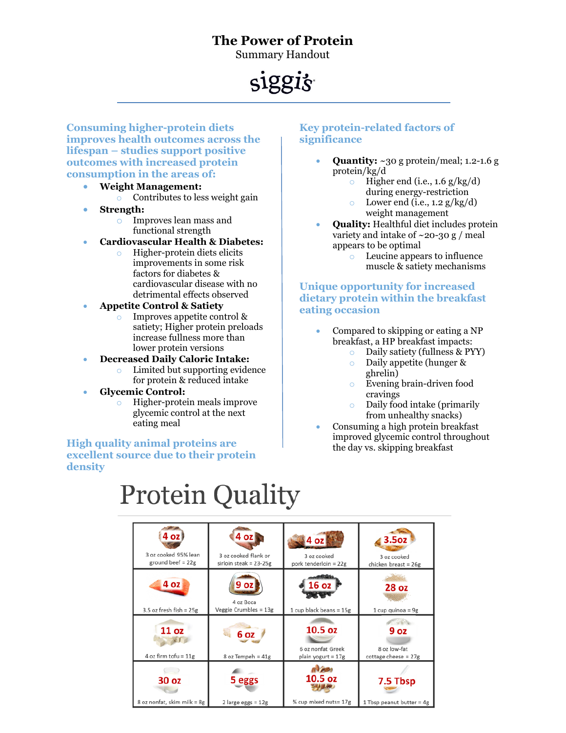# The Power of Protein

Summary Handout

siggi's

## Consuming higher-protein diets improves health outcomes across the lifespan – studies support positive outcomes with increased protein consumption in the areas of:

- **Weight Management:**
  - Contributes to less weight gain
- **Strength:**
  - Improves lean mass and functional strength
- **Cardiovascular Health & Diabetes:**
  - Higher-protein diets elicits improvements in some risk factors for diabetes & cardiovascular disease with no detrimental effects observed
- **Appetite Control & Satiety**
  - Improves appetite control & satiety; Higher protein preloads increase fullness more than lower protein versions
- **Decreased Daily Caloric Intake:**
  - Limited but supporting evidence for protein & reduced intake
- **Glycemic Control:**
  - Higher-protein meals improve glycemic control at the next eating meal

## High quality animal proteins are excellent source due to their protein density

## Key protein-related factors of significance

- **Quantity:** ~30 g protein/meal; 1.2-1.6 g protein/kg/d
  - Higher end (i.e., 1.6 g/kg/d) during energy-restriction
  - Lower end (i.e., 1.2 g/kg/d) weight management
- **Quality:** Healthful diet includes protein variety and intake of ~20-30 g / meal appears to be optimal
  - Leucine appears to influence muscle & satiety mechanisms

## Unique opportunity for increased dietary protein within the breakfast eating occasion

- Compared to skipping or eating a NP breakfast, a HP breakfast impacts:
  - Daily satiety (fullness & PYY)
  - Daily appetite (hunger & ghrelin)
  - Evening brain-driven food cravings
  - Daily food intake (primarily from unhealthy snacks)
- Consuming a high protein breakfast improved glycemic control throughout the day vs. skipping breakfast

# Protein Quality

| | | | |
|---|---|---|---|
| 4 oz<br>3 oz cooked 95% lean ground beef = 22g | 4 oz<br>3 oz cooked flank or sirloin steak = 23-25g | 4 oz<br>3 oz cooked pork tenderloin = 22g | 3.5oz<br>3 oz cooked chicken breast = 26g |
| 4 oz<br>3.5 oz fresh fish = 25g | 9 oz<br>4 oz Boca Veggie Crumbles = 13g | 16 oz<br>1 cup black beans = 15g | 28 oz<br>1 cup quinoa = 9g |
| 11 oz<br>4 oz firm tofu = 11g | 6 oz<br>8 oz Tempeh = 41g | 10.5 oz<br>6 oz nonfat Greek plain yogurt = 17g | 9 oz<br>8 oz low-fat cottage cheese = 27g |
| 30 oz<br>8 oz nonfat, skim milk = 8g | 5 eggs<br>2 large eggs = 12g | 10.5 oz<br>¾ cup mixed nuts= 17g | 7.5 Tbsp<br>1 Tbsp peanut butter = 4g |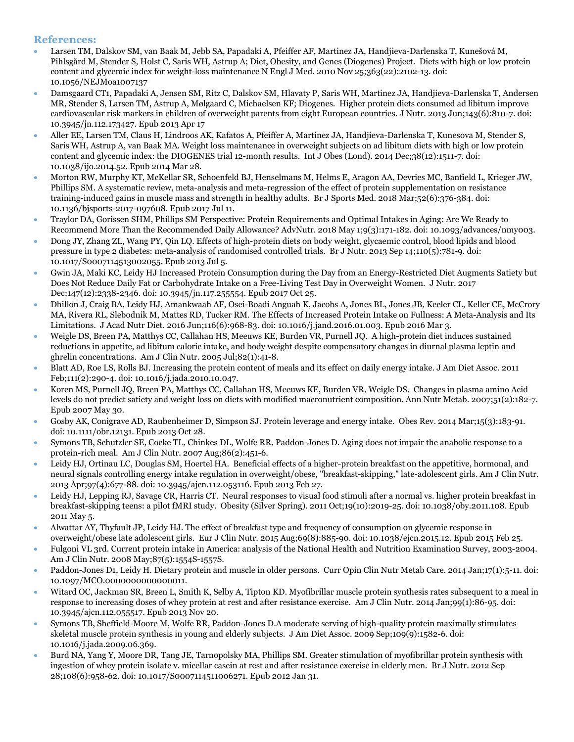## References:

- Larsen TM, Dalskov SM, van Baak M, Jebb SA, Papadaki A, Pfeiffer AF, Martinez JA, Handjieva-Darlenska T, Kunešová M, Pihlsgård M, Stender S, Holst C, Saris WH, Astrup A; Diet, Obesity, and Genes (Diogenes) Project. Diets with high or low protein content and glycemic index for weight-loss maintenance N Engl J Med. 2010 Nov 25;363(22):2102-13. doi: 10.1056/NEJMoa1007137
- Damsgaard CT1, Papadaki A, Jensen SM, Ritz C, Dalskov SM, Hlavaty P, Saris WH, Martinez JA, Handjieva-Darlenska T, Andersen MR, Stender S, Larsen TM, Astrup A, Mølgaard C, Michaelsen KF; Diogenes. Higher protein diets consumed ad libitum improve cardiovascular risk markers in children of overweight parents from eight European countries. J Nutr. 2013 Jun;143(6):810-7. doi: 10.3945/jn.112.173427. Epub 2013 Apr 17
- Aller EE, Larsen TM, Claus H, Lindroos AK, Kafatos A, Pfeiffer A, Martinez JA, Handjieva-Darlenska T, Kunesova M, Stender S, Saris WH, Astrup A, van Baak MA. Weight loss maintenance in overweight subjects on ad libitum diets with high or low protein content and glycemic index: the DIOGENES trial 12-month results. Int J Obes (Lond). 2014 Dec;38(12):1511-7. doi: 10.1038/ijo.2014.52. Epub 2014 Mar 28.
- Morton RW, Murphy KT, McKellar SR, Schoenfeld BJ, Henselmans M, Helms E, Aragon AA, Devries MC, Banfield L, Krieger JW, Phillips SM. A systematic review, meta-analysis and meta-regression of the effect of protein supplementation on resistance training-induced gains in muscle mass and strength in healthy adults. Br J Sports Med. 2018 Mar;52(6):376-384. doi: 10.1136/bjsports-2017-097608. Epub 2017 Jul 11.
- Traylor DA, Gorissen SHM, Phillips SM Perspective: Protein Requirements and Optimal Intakes in Aging: Are We Ready to Recommend More Than the Recommended Daily Allowance? AdvNutr. 2018 May 1;9(3):171-182. doi: 10.1093/advances/nmy003.
- Dong JY, Zhang ZL, Wang PY, Qin LQ. Effects of high-protein diets on body weight, glycaemic control, blood lipids and blood pressure in type 2 diabetes: meta-analysis of randomised controlled trials. Br J Nutr. 2013 Sep 14;110(5):781-9. doi: 10.1017/S0007114513002055. Epub 2013 Jul 5.
- Gwin JA, Maki KC, Leidy HJ Increased Protein Consumption during the Day from an Energy-Restricted Diet Augments Satiety but Does Not Reduce Daily Fat or Carbohydrate Intake on a Free-Living Test Day in Overweight Women. J Nutr. 2017 Dec;147(12):2338-2346. doi: 10.3945/jn.117.255554. Epub 2017 Oct 25.
- Dhillon J, Craig BA, Leidy HJ, Amankwaah AF, Osei-Boadi Anguah K, Jacobs A, Jones BL, Jones JB, Keeler CL, Keller CE, McCrory MA, Rivera RL, Slebodnik M, Mattes RD, Tucker RM. The Effects of Increased Protein Intake on Fullness: A Meta-Analysis and Its Limitations. J Acad Nutr Diet. 2016 Jun;116(6):968-83. doi: 10.1016/j.jand.2016.01.003. Epub 2016 Mar 3.
- Weigle DS, Breen PA, Matthys CC, Callahan HS, Meeuws KE, Burden VR, Purnell JQ. A high-protein diet induces sustained reductions in appetite, ad libitum caloric intake, and body weight despite compensatory changes in diurnal plasma leptin and ghrelin concentrations. Am J Clin Nutr. 2005 Jul;82(1):41-8.
- Blatt AD, Roe LS, Rolls BJ. Increasing the protein content of meals and its effect on daily energy intake. J Am Diet Assoc. 2011 Feb;111(2):290-4. doi: 10.1016/j.jada.2010.10.047.
- Koren MS, Purnell JQ, Breen PA, Matthys CC, Callahan HS, Meeuws KE, Burden VR, Weigle DS. Changes in plasma amino Acid levels do not predict satiety and weight loss on diets with modified macronutrient composition. Ann Nutr Metab. 2007;51(2):182-7. Epub 2007 May 30.
- Gosby AK, Conigrave AD, Raubenheimer D, Simpson SJ. Protein leverage and energy intake. Obes Rev. 2014 Mar;15(3):183-91. doi: 10.1111/obr.12131. Epub 2013 Oct 28.
- Symons TB, Schutzler SE, Cocke TL, Chinkes DL, Wolfe RR, Paddon-Jones D. Aging does not impair the anabolic response to a protein-rich meal. Am J Clin Nutr. 2007 Aug;86(2):451-6.
- Leidy HJ, Ortinau LC, Douglas SM, Hoertel HA. Beneficial effects of a higher-protein breakfast on the appetitive, hormonal, and neural signals controlling energy intake regulation in overweight/obese, "breakfast-skipping," late-adolescent girls. Am J Clin Nutr. 2013 Apr;97(4):677-88. doi: 10.3945/ajcn.112.053116. Epub 2013 Feb 27.
- Leidy HJ, Lepping RJ, Savage CR, Harris CT. Neural responses to visual food stimuli after a normal vs. higher protein breakfast in breakfast-skipping teens: a pilot fMRI study. Obesity (Silver Spring). 2011 Oct;19(10):2019-25. doi: 10.1038/oby.2011.108. Epub 2011 May 5.
- Alwattar AY, Thyfault JP, Leidy HJ. The effect of breakfast type and frequency of consumption on glycemic response in overweight/obese late adolescent girls. Eur J Clin Nutr. 2015 Aug;69(8):885-90. doi: 10.1038/ejcn.2015.12. Epub 2015 Feb 25.
- Fulgoni VL 3rd. Current protein intake in America: analysis of the National Health and Nutrition Examination Survey, 2003-2004. Am J Clin Nutr. 2008 May;87(5):1554S-1557S.
- Paddon-Jones D1, Leidy H. Dietary protein and muscle in older persons. Curr Opin Clin Nutr Metab Care. 2014 Jan;17(1):5-11. doi: 10.1097/MCO.0000000000000011.
- Witard OC, Jackman SR, Breen L, Smith K, Selby A, Tipton KD. Myofibrillar muscle protein synthesis rates subsequent to a meal in response to increasing doses of whey protein at rest and after resistance exercise. Am J Clin Nutr. 2014 Jan;99(1):86-95. doi: 10.3945/ajcn.112.055517. Epub 2013 Nov 20.
- Symons TB, Sheffield-Moore M, Wolfe RR, Paddon-Jones D.A moderate serving of high-quality protein maximally stimulates skeletal muscle protein synthesis in young and elderly subjects. J Am Diet Assoc. 2009 Sep;109(9):1582-6. doi: 10.1016/j.jada.2009.06.369.
- Burd NA, Yang Y, Moore DR, Tang JE, Tarnopolsky MA, Phillips SM. Greater stimulation of myofibrillar protein synthesis with ingestion of whey protein isolate v. micellar casein at rest and after resistance exercise in elderly men. Br J Nutr. 2012 Sep 28;108(6):958-62. doi: 10.1017/S0007114511006271. Epub 2012 Jan 31.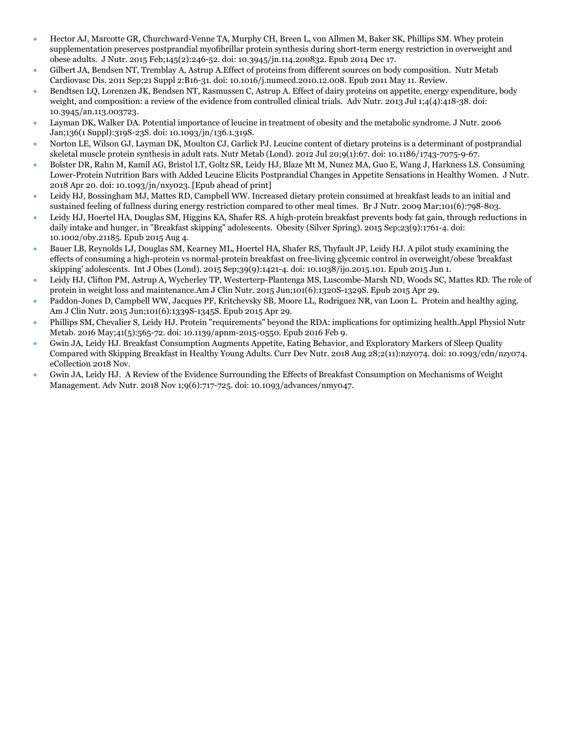- Hector AJ, Marcotte GR, Churchward-Venne TA, Murphy CH, Breen L, von Allmen M, Baker SK, Phillips SM. Whey protein supplementation preserves postprandial myofibrillar protein synthesis during short-term energy restriction in overweight and obese adults. J Nutr. 2015 Feb;145(2):246-52. doi: 10.3945/jn.114.200832. Epub 2014 Dec 17.
- Gilbert JA, Bendsen NT, Tremblay A, Astrup A.Effect of proteins from different sources on body composition. Nutr Metab Cardiovasc Dis. 2011 Sep;21 Suppl 2:B16-31. doi: 10.1016/j.numecd.2010.12.008. Epub 2011 May 11. Review.
- Bendtsen LQ, Lorenzen JK, Bendsen NT, Rasmussen C, Astrup A. Effect of dairy proteins on appetite, energy expenditure, body weight, and composition: a review of the evidence from controlled clinical trials. Adv Nutr. 2013 Jul 1;4(4):418-38. doi: 10.3945/an.113.003723.
- Layman DK, Walker DA. Potential importance of leucine in treatment of obesity and the metabolic syndrome. J Nutr. 2006 Jan;136(1 Suppl):319S-23S. doi: 10.1093/jn/136.1.319S.
- Norton LE, Wilson GJ, Layman DK, Moulton CJ, Garlick PJ. Leucine content of dietary proteins is a determinant of postprandial skeletal muscle protein synthesis in adult rats. Nutr Metab (Lond). 2012 Jul 20;9(1):67. doi: 10.1186/1743-7075-9-67.
- Bolster DR, Rahn M, Kamil AG, Bristol LT, Goltz SR, Leidy HJ, Blaze Mt M, Nunez MA, Guo E, Wang J, Harkness LS. Consuming Lower-Protein Nutrition Bars with Added Leucine Elicits Postprandial Changes in Appetite Sensations in Healthy Women. J Nutr. 2018 Apr 20. doi: 10.1093/jn/nxy023. [Epub ahead of print]
- Leidy HJ, Bossingham MJ, Mattes RD, Campbell WW. Increased dietary protein consumed at breakfast leads to an initial and sustained feeling of fullness during energy restriction compared to other meal times. Br J Nutr. 2009 Mar;101(6):798-803.
- Leidy HJ, Hoertel HA, Douglas SM, Higgins KA, Shafer RS. A high-protein breakfast prevents body fat gain, through reductions in daily intake and hunger, in "Breakfast skipping" adolescents. Obesity (Silver Spring). 2015 Sep;23(9):1761-4. doi: 10.1002/oby.21185. Epub 2015 Aug 4.
- Bauer LB, Reynolds LJ, Douglas SM, Kearney ML, Hoertel HA, Shafer RS, Thyfault JP, Leidy HJ. A pilot study examining the effects of consuming a high-protein vs normal-protein breakfast on free-living glycemic control in overweight/obese 'breakfast skipping' adolescents. Int J Obes (Lond). 2015 Sep;39(9):1421-4. doi: 10.1038/ijo.2015.101. Epub 2015 Jun 1.
- Leidy HJ, Clifton PM, Astrup A, Wycherley TP, Westerterp-Plantenga MS, Luscombe-Marsh ND, Woods SC, Mattes RD. The role of protein in weight loss and maintenance.Am J Clin Nutr. 2015 Jun;101(6):1320S-1329S. Epub 2015 Apr 29.
- Paddon-Jones D, Campbell WW, Jacques PF, Kritchevsky SB, Moore LL, Rodriguez NR, van Loon L. Protein and healthy aging. Am J Clin Nutr. 2015 Jun;101(6):1339S-1345S. Epub 2015 Apr 29.
- Phillips SM, Chevalier S, Leidy HJ. Protein "requirements" beyond the RDA: implications for optimizing health.Appl Physiol Nutr Metab. 2016 May;41(5):565-72. doi: 10.1139/apnm-2015-0550. Epub 2016 Feb 9.
- Gwin JA, Leidy HJ. Breakfast Consumption Augments Appetite, Eating Behavior, and Exploratory Markers of Sleep Quality Compared with Skipping Breakfast in Healthy Young Adults. Curr Dev Nutr. 2018 Aug 28;2(11):nzy074. doi: 10.1093/cdn/nzy074. eCollection 2018 Nov.
- Gwin JA, Leidy HJ. A Review of the Evidence Surrounding the Effects of Breakfast Consumption on Mechanisms of Weight Management. Adv Nutr. 2018 Nov 1;9(6):717-725. doi: 10.1093/advances/nmy047.